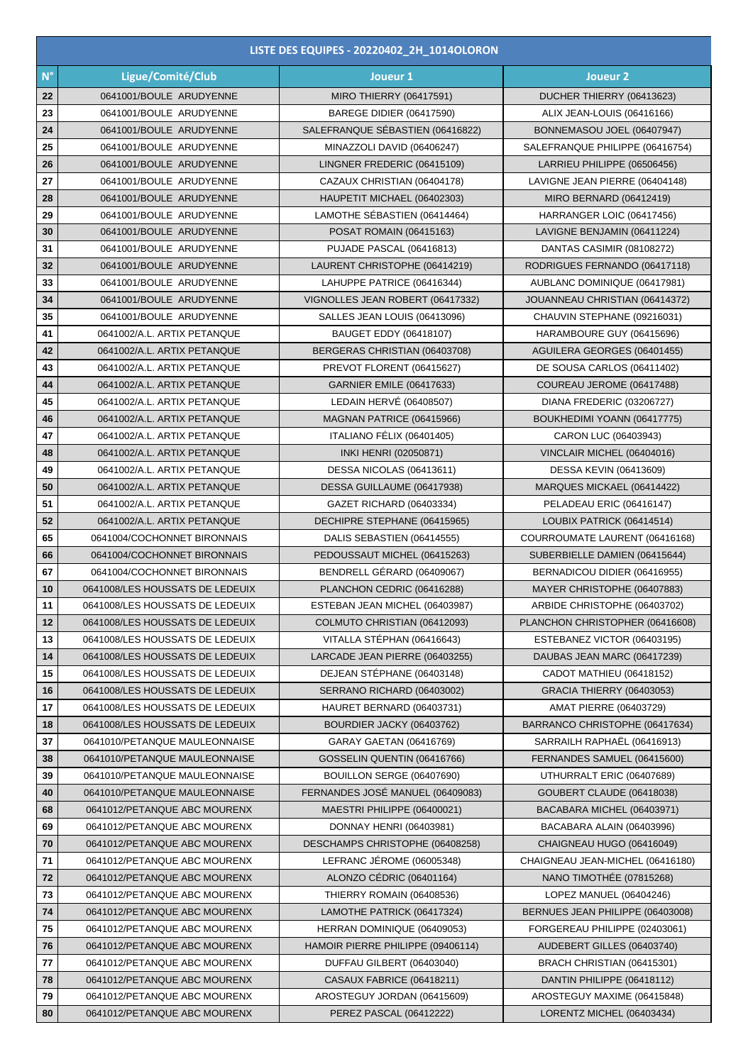| LISTE DES EQUIPES - 20220402_2H_1014OLORON | | | |
|---|---|---|---|
| N° | Ligue/Comité/Club | Joueur 1 | Joueur 2 |
| 22 | 0641001/BOULE ARUDYENNE | MIRO THIERRY (06417591) | DUCHER THIERRY (06413623) |
| 23 | 0641001/BOULE ARUDYENNE | BAREGE DIDIER (06417590) | ALIX JEAN-LOUIS (06416166) |
| 24 | 0641001/BOULE ARUDYENNE | SALEFRANQUE SÉBASTIEN (06416822) | BONNEMASOU JOEL (06407947) |
| 25 | 0641001/BOULE ARUDYENNE | MINAZZOLI DAVID (06406247) | SALEFRANQUE PHILIPPE (06416754) |
| 26 | 0641001/BOULE ARUDYENNE | LINGNER FREDERIC (06415109) | LARRIEU PHILIPPE (06506456) |
| 27 | 0641001/BOULE ARUDYENNE | CAZAUX CHRISTIAN (06404178) | LAVIGNE JEAN PIERRE (06404148) |
| 28 | 0641001/BOULE ARUDYENNE | HAUPETIT MICHAEL (06402303) | MIRO BERNARD (06412419) |
| 29 | 0641001/BOULE ARUDYENNE | LAMOTHE SÉBASTIEN (06414464) | HARRANGER LOIC (06417456) |
| 30 | 0641001/BOULE ARUDYENNE | POSAT ROMAIN (06415163) | LAVIGNE BENJAMIN (06411224) |
| 31 | 0641001/BOULE ARUDYENNE | PUJADE PASCAL (06416813) | DANTAS CASIMIR (08108272) |
| 32 | 0641001/BOULE ARUDYENNE | LAURENT CHRISTOPHE (06414219) | RODRIGUES FERNANDO (06417118) |
| 33 | 0641001/BOULE ARUDYENNE | LAHUPPE PATRICE (06416344) | AUBLANC DOMINIQUE (06417981) |
| 34 | 0641001/BOULE ARUDYENNE | VIGNOLLES JEAN ROBERT (06417332) | JOUANNEAU CHRISTIAN (06414372) |
| 35 | 0641001/BOULE ARUDYENNE | SALLES JEAN LOUIS (06413096) | CHAUVIN STEPHANE (09216031) |
| 41 | 0641002/A.L. ARTIX PETANQUE | BAUGET EDDY (06418107) | HARAMBOURE GUY (06415696) |
| 42 | 0641002/A.L. ARTIX PETANQUE | BERGERAS CHRISTIAN (06403708) | AGUILERA GEORGES (06401455) |
| 43 | 0641002/A.L. ARTIX PETANQUE | PREVOT FLORENT (06415627) | DE SOUSA CARLOS (06411402) |
| 44 | 0641002/A.L. ARTIX PETANQUE | GARNIER EMILE (06417633) | COUREAU JEROME (06417488) |
| 45 | 0641002/A.L. ARTIX PETANQUE | LEDAIN HERVÉ (06408507) | DIANA FREDERIC (03206727) |
| 46 | 0641002/A.L. ARTIX PETANQUE | MAGNAN PATRICE (06415966) | BOUKHEDIMI YOANN (06417775) |
| 47 | 0641002/A.L. ARTIX PETANQUE | ITALIANO FÉLIX (06401405) | CARON LUC (06403943) |
| 48 | 0641002/A.L. ARTIX PETANQUE | INKI HENRI (02050871) | VINCLAIR MICHEL (06404016) |
| 49 | 0641002/A.L. ARTIX PETANQUE | DESSA NICOLAS (06413611) | DESSA KEVIN (06413609) |
| 50 | 0641002/A.L. ARTIX PETANQUE | DESSA GUILLAUME (06417938) | MARQUES MICKAEL (06414422) |
| 51 | 0641002/A.L. ARTIX PETANQUE | GAZET RICHARD (06403334) | PELADEAU ERIC (06416147) |
| 52 | 0641002/A.L. ARTIX PETANQUE | DECHIPRE STEPHANE (06415965) | LOUBIX PATRICK (06414514) |
| 65 | 0641004/COCHONNET BIRONNAIS | DALIS SEBASTIEN (06414555) | COURROUMATE LAURENT (06416168) |
| 66 | 0641004/COCHONNET BIRONNAIS | PEDOUSSAUT MICHEL (06415263) | SUBERBIELLE DAMIEN (06415644) |
| 67 | 0641004/COCHONNET BIRONNAIS | BENDRELL GÉRARD (06409067) | BERNADICOU DIDIER (06416955) |
| 10 | 0641008/LES HOUSSATS DE LEDEUIX | PLANCHON CEDRIC (06416288) | MAYER CHRISTOPHE (06407883) |
| 11 | 0641008/LES HOUSSATS DE LEDEUIX | ESTEBAN JEAN MICHEL (06403987) | ARBIDE CHRISTOPHE (06403702) |
| 12 | 0641008/LES HOUSSATS DE LEDEUIX | COLMUTO CHRISTIAN (06412093) | PLANCHON CHRISTOPHER (06416608) |
| 13 | 0641008/LES HOUSSATS DE LEDEUIX | VITALLA STÉPHAN (06416643) | ESTEBANEZ VICTOR (06403195) |
| 14 | 0641008/LES HOUSSATS DE LEDEUIX | LARCADE JEAN PIERRE (06403255) | DAUBAS JEAN MARC (06417239) |
| 15 | 0641008/LES HOUSSATS DE LEDEUIX | DEJEAN STÉPHANE (06403148) | CADOT MATHIEU (06418152) |
| 16 | 0641008/LES HOUSSATS DE LEDEUIX | SERRANO RICHARD (06403002) | GRACIA THIERRY (06403053) |
| 17 | 0641008/LES HOUSSATS DE LEDEUIX | HAURET BERNARD (06403731) | AMAT PIERRE (06403729) |
| 18 | 0641008/LES HOUSSATS DE LEDEUIX | BOURDIER JACKY (06403762) | BARRANCO CHRISTOPHE (06417634) |
| 37 | 0641010/PETANQUE MAULEONNAISE | GARAY GAETAN (06416769) | SARRAILH RAPHAËL (06416913) |
| 38 | 0641010/PETANQUE MAULEONNAISE | GOSSELIN QUENTIN (06416766) | FERNANDES SAMUEL (06415600) |
| 39 | 0641010/PETANQUE MAULEONNAISE | BOUILLON SERGE (06407690) | UTHURRALT ERIC (06407689) |
| 40 | 0641010/PETANQUE MAULEONNAISE | FERNANDES JOSÉ MANUEL (06409083) | GOUBERT CLAUDE (06418038) |
| 68 | 0641012/PETANQUE ABC MOURENX | MAESTRI PHILIPPE (06400021) | BACABARA MICHEL (06403971) |
| 69 | 0641012/PETANQUE ABC MOURENX | DONNAY HENRI (06403981) | BACABARA ALAIN (06403996) |
| 70 | 0641012/PETANQUE ABC MOURENX | DESCHAMPS CHRISTOPHE (06408258) | CHAIGNEAU HUGO (06416049) |
| 71 | 0641012/PETANQUE ABC MOURENX | LEFRANC JÉROME (06005348) | CHAIGNEAU JEAN-MICHEL (06416180) |
| 72 | 0641012/PETANQUE ABC MOURENX | ALONZO CÉDRIC (06401164) | NANO TIMOTHÉE (07815268) |
| 73 | 0641012/PETANQUE ABC MOURENX | THIERRY ROMAIN (06408536) | LOPEZ MANUEL (06404246) |
| 74 | 0641012/PETANQUE ABC MOURENX | LAMOTHE PATRICK (06417324) | BERNUES JEAN PHILIPPE (06403008) |
| 75 | 0641012/PETANQUE ABC MOURENX | HERRAN DOMINIQUE (06409053) | FORGEREAU PHILIPPE (02403061) |
| 76 | 0641012/PETANQUE ABC MOURENX | HAMOIR PIERRE PHILIPPE (09406114) | AUDEBERT GILLES (06403740) |
| 77 | 0641012/PETANQUE ABC MOURENX | DUFFAU GILBERT (06403040) | BRACH CHRISTIAN (06415301) |
| 78 | 0641012/PETANQUE ABC MOURENX | CASAUX FABRICE (06418211) | DANTIN PHILIPPE (06418112) |
| 79 | 0641012/PETANQUE ABC MOURENX | AROSTEGUY JORDAN (06415609) | AROSTEGUY MAXIME (06415848) |
| 80 | 0641012/PETANQUE ABC MOURENX | PEREZ PASCAL (06412222) | LORENTZ MICHEL (06403434) |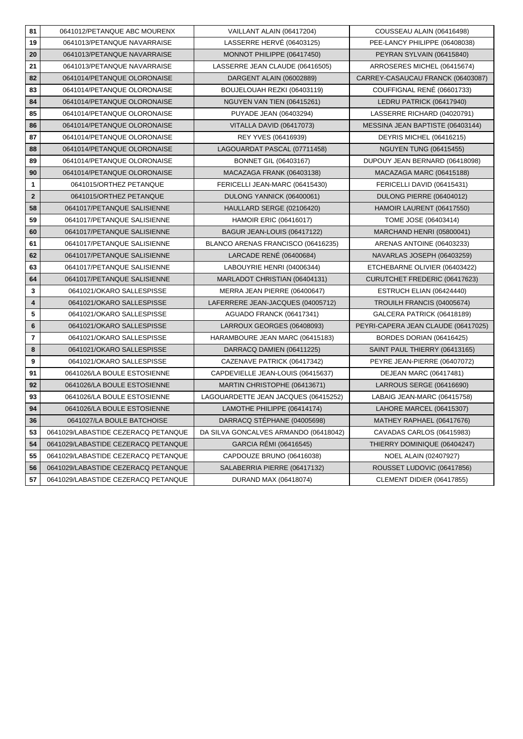| | | | |
|---|---|---|---|
| 81 | 0641012/PETANQUE ABC MOURENX | VAILLANT ALAIN (06417204) | COUSSEAU ALAIN (06416498) |
| 19 | 0641013/PETANQUE NAVARRAISE | LASSERRE HERVÉ (06403125) | PEE-LANCY PHILIPPE (06408038) |
| 20 | 0641013/PETANQUE NAVARRAISE | MONNOT PHILIPPE (06417450) | PEYRAN SYLVAIN (06415840) |
| 21 | 0641013/PETANQUE NAVARRAISE | LASSERRE JEAN CLAUDE (06416505) | ARROSERES MICHEL (06415674) |
| 82 | 0641014/PETANQUE OLORONAISE | DARGENT ALAIN (06002889) | CARREY-CASAUCAU FRANCK (06403087) |
| 83 | 0641014/PETANQUE OLORONAISE | BOUJELOUAH REZKI (06403119) | COUFFIGNAL RENÉ (06601733) |
| 84 | 0641014/PETANQUE OLORONAISE | NGUYEN VAN TIEN (06415261) | LEDRU PATRICK (06417940) |
| 85 | 0641014/PETANQUE OLORONAISE | PUYADE JEAN (06403294) | LASSERRE RICHARD (04020791) |
| 86 | 0641014/PETANQUE OLORONAISE | VITALLA DAVID (06417073) | MESSINA JEAN BAPTISTE (06403144) |
| 87 | 0641014/PETANQUE OLORONAISE | REY YVES (06416939) | DEYRIS MICHEL (06416215) |
| 88 | 0641014/PETANQUE OLORONAISE | LAGOUARDAT PASCAL (07711458) | NGUYEN TUNG (06415455) |
| 89 | 0641014/PETANQUE OLORONAISE | BONNET GIL (06403167) | DUPOUY JEAN BERNARD (06418098) |
| 90 | 0641014/PETANQUE OLORONAISE | MACAZAGA FRANK (06403138) | MACAZAGA MARC (06415188) |
| 1 | 0641015/ORTHEZ PETANQUE | FERICELLI JEAN-MARC (06415430) | FERICELLI DAVID (06415431) |
| 2 | 0641015/ORTHEZ PETANQUE | DULONG YANNICK (06400061) | DULONG PIERRE (06404012) |
| 58 | 0641017/PETANQUE SALISIENNE | HAULLARD SERGE (02106420) | HAMOIR LAURENT (06417550) |
| 59 | 0641017/PETANQUE SALISIENNE | HAMOIR ERIC (06416017) | TOME JOSE (06403414) |
| 60 | 0641017/PETANQUE SALISIENNE | BAGUR JEAN-LOUIS (06417122) | MARCHAND HENRI (05800041) |
| 61 | 0641017/PETANQUE SALISIENNE | BLANCO ARENAS FRANCISCO (06416235) | ARENAS ANTOINE (06403233) |
| 62 | 0641017/PETANQUE SALISIENNE | LARCADE RENÉ (06400684) | NAVARLAS JOSEPH (06403259) |
| 63 | 0641017/PETANQUE SALISIENNE | LABOUYRIE HENRI (04006344) | ETCHEBARNE OLIVIER (06403422) |
| 64 | 0641017/PETANQUE SALISIENNE | MARLADOT CHRISTIAN (06404131) | CURUTCHET FREDERIC (06417623) |
| 3 | 0641021/OKARO SALLESPISSE | MERRA JEAN PIERRE (06400647) | ESTRUCH ELIAN (06424440) |
| 4 | 0641021/OKARO SALLESPISSE | LAFERRERE JEAN-JACQUES (04005712) | TROUILH FRANCIS (04005674) |
| 5 | 0641021/OKARO SALLESPISSE | AGUADO FRANCK (06417341) | GALCERA PATRICK (06418189) |
| 6 | 0641021/OKARO SALLESPISSE | LARROUX GEORGES (06408093) | PEYRI-CAPERA JEAN CLAUDE (06417025) |
| 7 | 0641021/OKARO SALLESPISSE | HARAMBOURE JEAN MARC (06415183) | BORDES DORIAN (06416425) |
| 8 | 0641021/OKARO SALLESPISSE | DARRACQ DAMIEN (06411225) | SAINT PAUL THIERRY (06413165) |
| 9 | 0641021/OKARO SALLESPISSE | CAZENAVE PATRICK (06417342) | PEYRE JEAN-PIERRE (06407072) |
| 91 | 0641026/LA BOULE ESTOSIENNE | CAPDEVIELLE JEAN-LOUIS (06415637) | DEJEAN MARC (06417481) |
| 92 | 0641026/LA BOULE ESTOSIENNE | MARTIN CHRISTOPHE (06413671) | LARROUS SERGE (06416690) |
| 93 | 0641026/LA BOULE ESTOSIENNE | LAGOUARDETTE JEAN JACQUES (06415252) | LABAIG JEAN-MARC (06415758) |
| 94 | 0641026/LA BOULE ESTOSIENNE | LAMOTHE PHILIPPE (06414174) | LAHORE MARCEL (06415307) |
| 36 | 0641027/LA BOULE BATCHOISE | DARRACQ STÉPHANE (04005698) | MATHEY RAPHAEL (06417676) |
| 53 | 0641029/LABASTIDE CEZERACQ PETANQUE | DA SILVA GONCALVES ARMANDO (06418042) | CAVADAS CARLOS (06415983) |
| 54 | 0641029/LABASTIDE CEZERACQ PETANQUE | GARCIA RÉMI (06416545) | THIERRY DOMINIQUE (06404247) |
| 55 | 0641029/LABASTIDE CEZERACQ PETANQUE | CAPDOUZE BRUNO (06416038) | NOEL ALAIN (02407927) |
| 56 | 0641029/LABASTIDE CEZERACQ PETANQUE | SALABERRIA PIERRE (06417132) | ROUSSET LUDOVIC (06417856) |
| 57 | 0641029/LABASTIDE CEZERACQ PETANQUE | DURAND MAX (06418074) | CLEMENT DIDIER (06417855) |